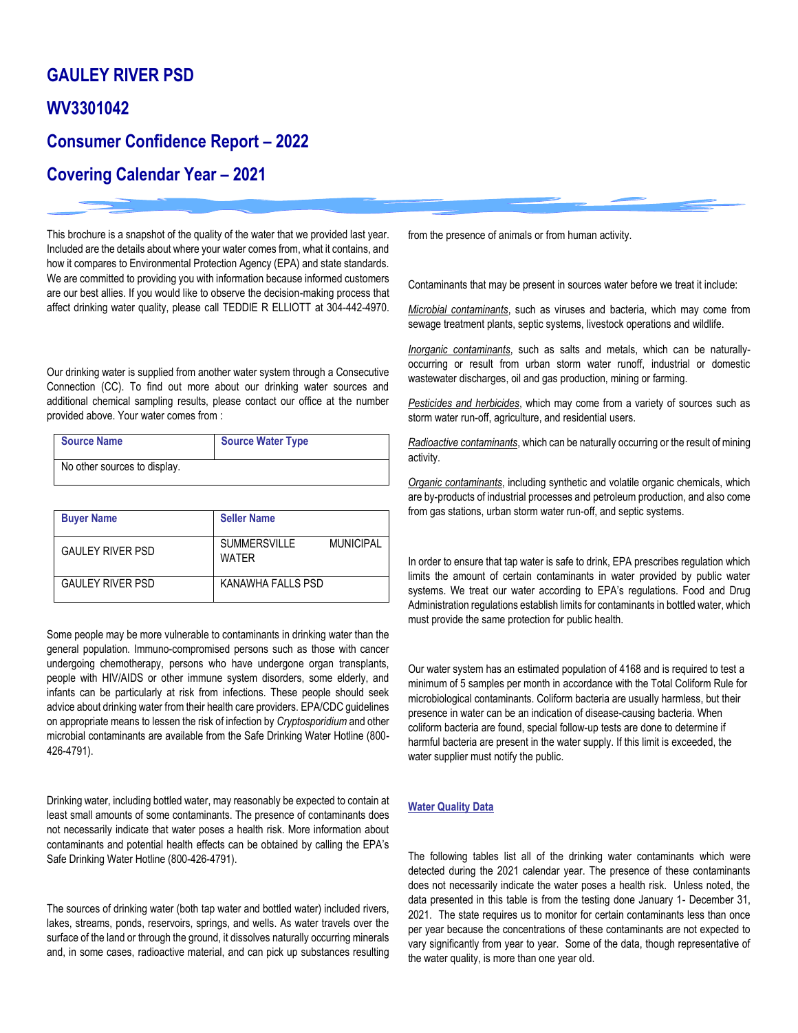# GAULEY RIVER PSD

# WV3301042

# Consumer Confidence Report – 2022

# Covering Calendar Year – 2021

This brochure is a snapshot of the quality of the water that we provided last year. Included are the details about where your water comes from, what it contains, and how it compares to Environmental Protection Agency (EPA) and state standards. We are committed to providing you with information because informed customers are our best allies. If you would like to observe the decision-making process that affect drinking water quality, please call TEDDIE R ELLIOTT at 304-442-4970.

Our drinking water is supplied from another water system through a Consecutive Connection (CC). To find out more about our drinking water sources and additional chemical sampling results, please contact our office at the number provided above. Your water comes from :

| Source Name | Source Water Type |
|---|---|
| No other sources to display. | |

| Buyer Name | Seller Name |
|---|---|
| GAULEY RIVER PSD | SUMMERSVILLE MUNICIPAL WATER |
| GAULEY RIVER PSD | KANAWHA FALLS PSD |

Some people may be more vulnerable to contaminants in drinking water than the general population. Immuno-compromised persons such as those with cancer undergoing chemotherapy, persons who have undergone organ transplants, people with HIV/AIDS or other immune system disorders, some elderly, and infants can be particularly at risk from infections. These people should seek advice about drinking water from their health care providers. EPA/CDC guidelines on appropriate means to lessen the risk of infection by *Cryptosporidium* and other microbial contaminants are available from the Safe Drinking Water Hotline (800-426-4791).

Drinking water, including bottled water, may reasonably be expected to contain at least small amounts of some contaminants. The presence of contaminants does not necessarily indicate that water poses a health risk. More information about contaminants and potential health effects can be obtained by calling the EPA's Safe Drinking Water Hotline (800-426-4791).

The sources of drinking water (both tap water and bottled water) included rivers, lakes, streams, ponds, reservoirs, springs, and wells. As water travels over the surface of the land or through the ground, it dissolves naturally occurring minerals and, in some cases, radioactive material, and can pick up substances resulting from the presence of animals or from human activity.

Contaminants that may be present in sources water before we treat it include:

*Microbial contaminants*, such as viruses and bacteria, which may come from sewage treatment plants, septic systems, livestock operations and wildlife.

*Inorganic contaminants*, such as salts and metals, which can be naturally-occurring or result from urban storm water runoff, industrial or domestic wastewater discharges, oil and gas production, mining or farming.

*Pesticides and herbicides*, which may come from a variety of sources such as storm water run-off, agriculture, and residential users.

*Radioactive contaminants*, which can be naturally occurring or the result of mining activity.

*Organic contaminants*, including synthetic and volatile organic chemicals, which are by-products of industrial processes and petroleum production, and also come from gas stations, urban storm water run-off, and septic systems.

In order to ensure that tap water is safe to drink, EPA prescribes regulation which limits the amount of certain contaminants in water provided by public water systems. We treat our water according to EPA's regulations. Food and Drug Administration regulations establish limits for contaminants in bottled water, which must provide the same protection for public health.

Our water system has an estimated population of 4168 and is required to test a minimum of 5 samples per month in accordance with the Total Coliform Rule for microbiological contaminants. Coliform bacteria are usually harmless, but their presence in water can be an indication of disease-causing bacteria. When coliform bacteria are found, special follow-up tests are done to determine if harmful bacteria are present in the water supply. If this limit is exceeded, the water supplier must notify the public.

## Water Quality Data

The following tables list all of the drinking water contaminants which were detected during the 2021 calendar year. The presence of these contaminants does not necessarily indicate the water poses a health risk. Unless noted, the data presented in this table is from the testing done January 1- December 31, 2021. The state requires us to monitor for certain contaminants less than once per year because the concentrations of these contaminants are not expected to vary significantly from year to year. Some of the data, though representative of the water quality, is more than one year old.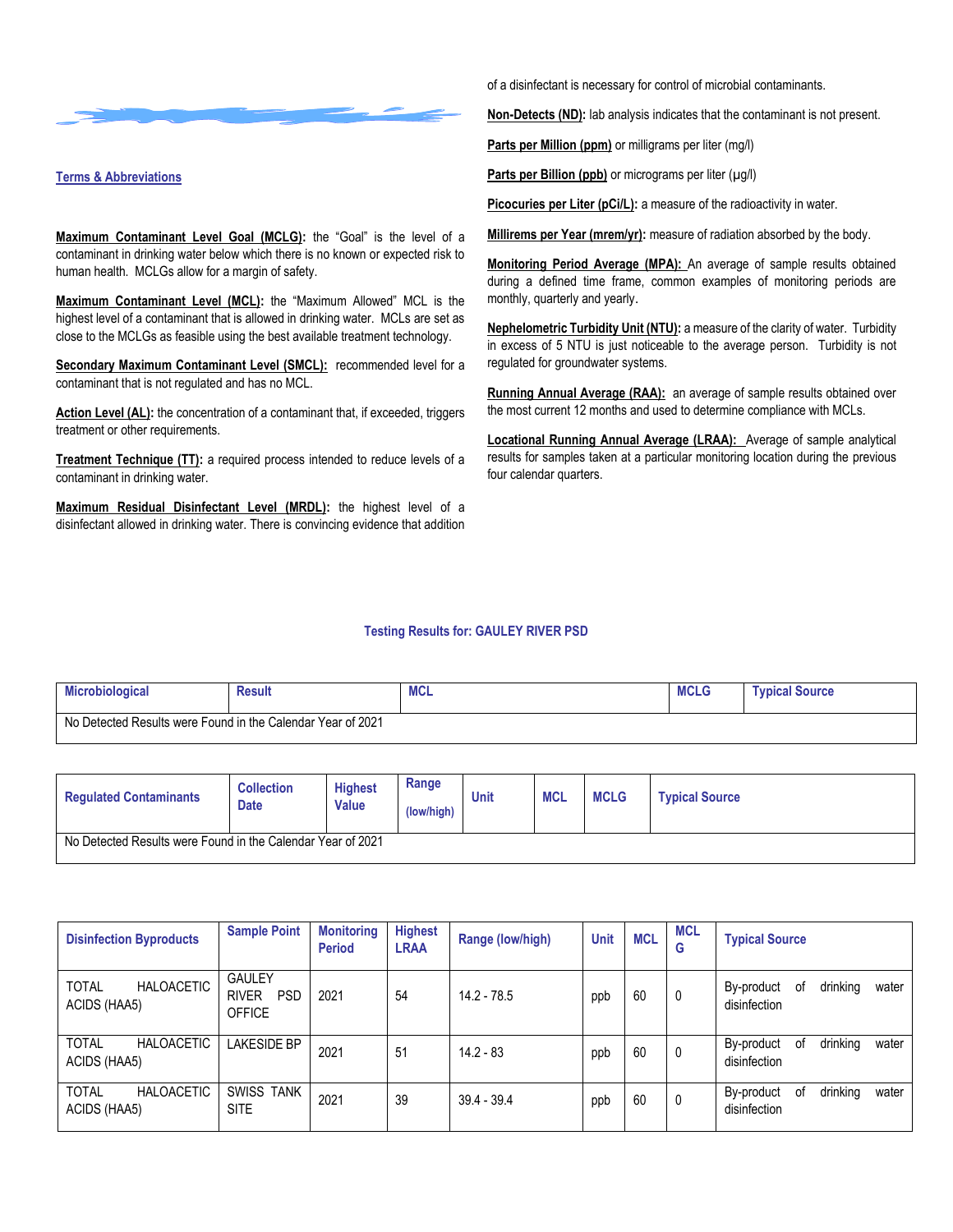## Terms & Abbreviations

**Maximum Contaminant Level Goal (MCLG):** the "Goal" is the level of a contaminant in drinking water below which there is no known or expected risk to human health. MCLGs allow for a margin of safety.

**Maximum Contaminant Level (MCL):** the "Maximum Allowed" MCL is the highest level of a contaminant that is allowed in drinking water. MCLs are set as close to the MCLGs as feasible using the best available treatment technology.

**Secondary Maximum Contaminant Level (SMCL):** recommended level for a contaminant that is not regulated and has no MCL.

**Action Level (AL):** the concentration of a contaminant that, if exceeded, triggers treatment or other requirements.

**Treatment Technique (TT):** a required process intended to reduce levels of a contaminant in drinking water.

**Maximum Residual Disinfectant Level (MRDL):** the highest level of a disinfectant allowed in drinking water. There is convincing evidence that addition of a disinfectant is necessary for control of microbial contaminants.

**Non-Detects (ND):** lab analysis indicates that the contaminant is not present.

**Parts per Million (ppm)** or milligrams per liter (mg/l)

**Parts per Billion (ppb)** or micrograms per liter (µg/l)

**Picocuries per Liter (pCi/L):** a measure of the radioactivity in water.

**Millirems per Year (mrem/yr):** measure of radiation absorbed by the body.

**Monitoring Period Average (MPA):** An average of sample results obtained during a defined time frame, common examples of monitoring periods are monthly, quarterly and yearly.

**Nephelometric Turbidity Unit (NTU):** a measure of the clarity of water. Turbidity in excess of 5 NTU is just noticeable to the average person. Turbidity is not regulated for groundwater systems.

**Running Annual Average (RAA):** an average of sample results obtained over the most current 12 months and used to determine compliance with MCLs.

**Locational Running Annual Average (LRAA):** Average of sample analytical results for samples taken at a particular monitoring location during the previous four calendar quarters.

### Testing Results for: GAULEY RIVER PSD

| Microbiological | Result | MCL | MCLG | Typical Source |
|---|---|---|---|---|
| No Detected Results were Found in the Calendar Year of 2021 | | | | |

| Regulated Contaminants | Collection Date | Highest Value | Range (low/high) | Unit | MCL | MCLG | Typical Source |
|---|---|---|---|---|---|---|---|
| No Detected Results were Found in the Calendar Year of 2021 | | | | | | | |

| Disinfection Byproducts | Sample Point | Monitoring Period | Highest LRAA | Range (low/high) | Unit | MCL | MCLG | Typical Source |
|---|---|---|---|---|---|---|---|---|
| TOTAL HALOACETIC ACIDS (HAA5) | GAULEY RIVER PSD OFFICE | 2021 | 54 | 14.2 - 78.5 | ppb | 60 | 0 | By-product of drinking water disinfection |
| TOTAL HALOACETIC ACIDS (HAA5) | LAKESIDE BP | 2021 | 51 | 14.2 - 83 | ppb | 60 | 0 | By-product of drinking water disinfection |
| TOTAL HALOACETIC ACIDS (HAA5) | SWISS TANK SITE | 2021 | 39 | 39.4 - 39.4 | ppb | 60 | 0 | By-product of drinking water disinfection |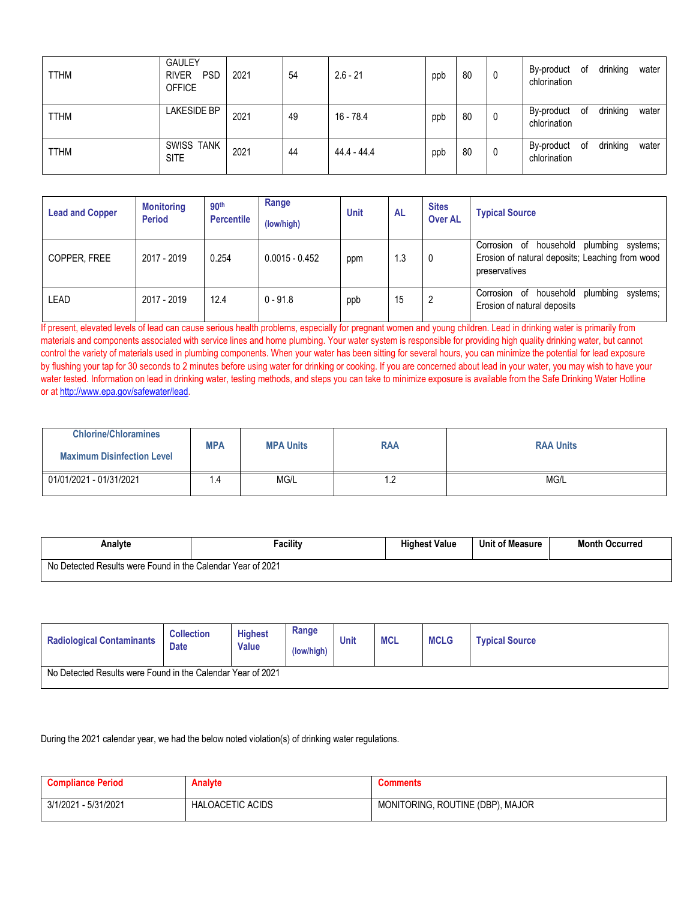| | | | | | | | | |
|---|---|---|---|---|---|---|---|---|
| TTHM | GAULEY RIVER PSD OFFICE | 2021 | 54 | 2.6 - 21 | ppb | 80 | 0 | By-product of drinking water chlorination |
| TTHM | LAKESIDE BP | 2021 | 49 | 16 - 78.4 | ppb | 80 | 0 | By-product of drinking water chlorination |
| TTHM | SWISS TANK SITE | 2021 | 44 | 44.4 - 44.4 | ppb | 80 | 0 | By-product of drinking water chlorination |

| Lead and Copper | Monitoring Period | 90th Percentile | Range (low/high) | Unit | AL | Sites Over AL | Typical Source |
|---|---|---|---|---|---|---|---|
| COPPER, FREE | 2017 - 2019 | 0.254 | 0.0015 - 0.452 | ppm | 1.3 | 0 | Corrosion of household plumbing systems; Erosion of natural deposits; Leaching from wood preservatives |
| LEAD | 2017 - 2019 | 12.4 | 0 - 91.8 | ppb | 15 | 2 | Corrosion of household plumbing systems; Erosion of natural deposits |

If present, elevated levels of lead can cause serious health problems, especially for pregnant women and young children. Lead in drinking water is primarily from materials and components associated with service lines and home plumbing. Your water system is responsible for providing high quality drinking water, but cannot control the variety of materials used in plumbing components. When your water has been sitting for several hours, you can minimize the potential for lead exposure by flushing your tap for 30 seconds to 2 minutes before using water for drinking or cooking. If you are concerned about lead in your water, you may wish to have your water tested. Information on lead in drinking water, testing methods, and steps you can take to minimize exposure is available from the Safe Drinking Water Hotline or at http://www.epa.gov/safewater/lead.

| Chlorine/Chloramines Maximum Disinfection Level | MPA | MPA Units | RAA | RAA Units |
|---|---|---|---|---|
| 01/01/2021 - 01/31/2021 | 1.4 | MG/L | 1.2 | MG/L |

| Analyte | Facility | Highest Value | Unit of Measure | Month Occurred |
|---|---|---|---|---|
| No Detected Results were Found in the Calendar Year of 2021 | | | | |

| Radiological Contaminants | Collection Date | Highest Value | Range (low/high) | Unit | MCL | MCLG | Typical Source |
|---|---|---|---|---|---|---|---|
| No Detected Results were Found in the Calendar Year of 2021 | | | | | | | |

During the 2021 calendar year, we had the below noted violation(s) of drinking water regulations.

| Compliance Period | Analyte | Comments |
|---|---|---|
| 3/1/2021 - 5/31/2021 | HALOACETIC ACIDS | MONITORING, ROUTINE (DBP), MAJOR |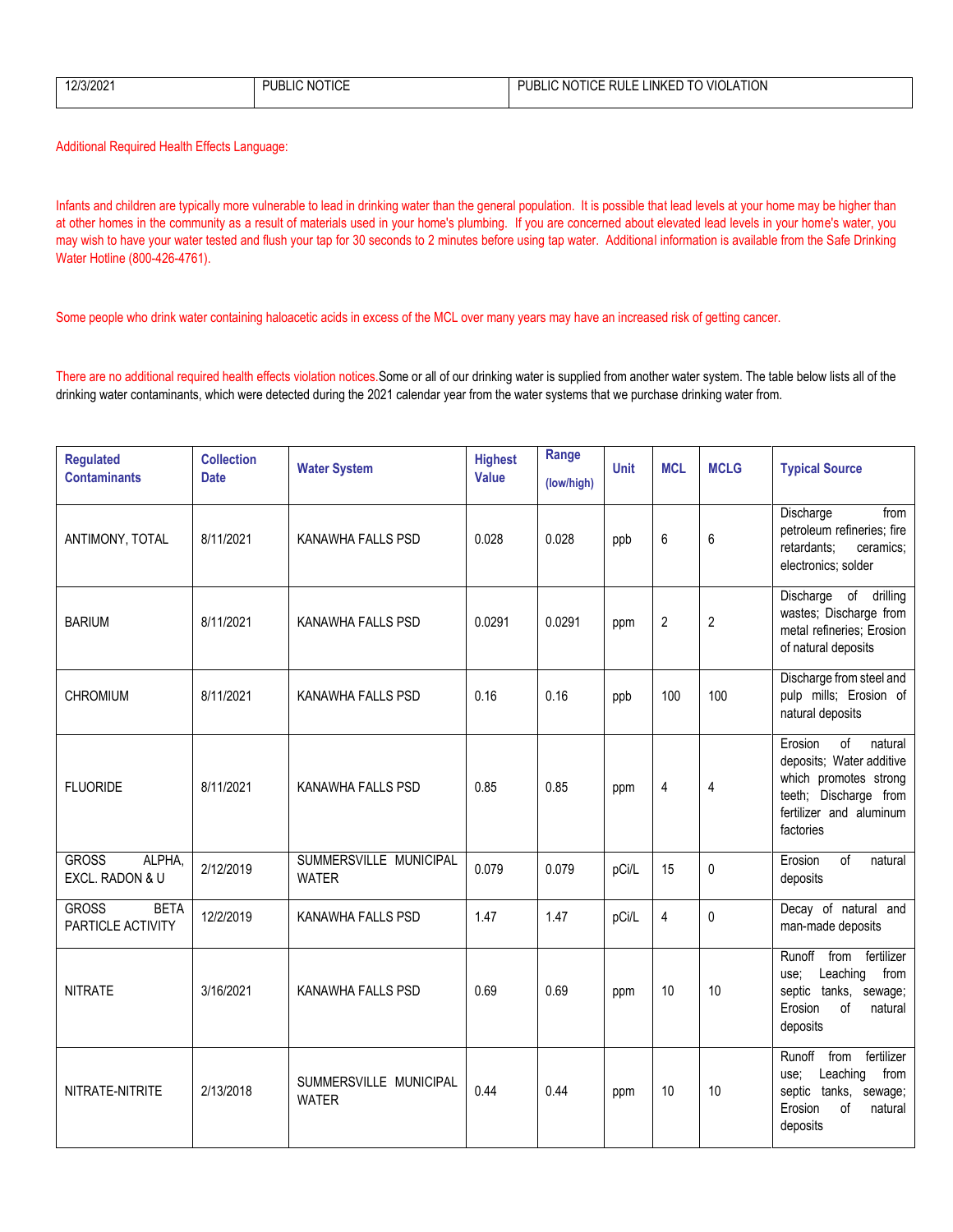| 12/3/2021 | PUBLIC NOTICE | PUBLIC NOTICE RULE LINKED TO VIOLATION |
|---|---|---|

Additional Required Health Effects Language:

Infants and children are typically more vulnerable to lead in drinking water than the general population. It is possible that lead levels at your home may be higher than at other homes in the community as a result of materials used in your home's plumbing. If you are concerned about elevated lead levels in your home's water, you may wish to have your water tested and flush your tap for 30 seconds to 2 minutes before using tap water. Additional information is available from the Safe Drinking Water Hotline (800-426-4761).

Some people who drink water containing haloacetic acids in excess of the MCL over many years may have an increased risk of getting cancer.

There are no additional required health effects violation notices.Some or all of our drinking water is supplied from another water system. The table below lists all of the drinking water contaminants, which were detected during the 2021 calendar year from the water systems that we purchase drinking water from.

| Regulated Contaminants | Collection Date | Water System | Highest Value | Range (low/high) | Unit | MCL | MCLG | Typical Source |
|---|---|---|---|---|---|---|---|---|
| ANTIMONY, TOTAL | 8/11/2021 | KANAWHA FALLS PSD | 0.028 | 0.028 | ppb | 6 | 6 | Discharge from petroleum refineries; fire retardants; ceramics; electronics; solder |
| BARIUM | 8/11/2021 | KANAWHA FALLS PSD | 0.0291 | 0.0291 | ppm | 2 | 2 | Discharge of drilling wastes; Discharge from metal refineries; Erosion of natural deposits |
| CHROMIUM | 8/11/2021 | KANAWHA FALLS PSD | 0.16 | 0.16 | ppb | 100 | 100 | Discharge from steel and pulp mills; Erosion of natural deposits |
| FLUORIDE | 8/11/2021 | KANAWHA FALLS PSD | 0.85 | 0.85 | ppm | 4 | 4 | Erosion of natural deposits; Water additive which promotes strong teeth; Discharge from fertilizer and aluminum factories |
| GROSS ALPHA, EXCL. RADON & U | 2/12/2019 | SUMMERSVILLE MUNICIPAL WATER | 0.079 | 0.079 | pCi/L | 15 | 0 | Erosion of natural deposits |
| GROSS BETA PARTICLE ACTIVITY | 12/2/2019 | KANAWHA FALLS PSD | 1.47 | 1.47 | pCi/L | 4 | 0 | Decay of natural and man-made deposits |
| NITRATE | 3/16/2021 | KANAWHA FALLS PSD | 0.69 | 0.69 | ppm | 10 | 10 | Runoff from fertilizer use; Leaching from septic tanks, sewage; Erosion of natural deposits |
| NITRATE-NITRITE | 2/13/2018 | SUMMERSVILLE MUNICIPAL WATER | 0.44 | 0.44 | ppm | 10 | 10 | Runoff from fertilizer use; Leaching from septic tanks, sewage; Erosion of natural deposits |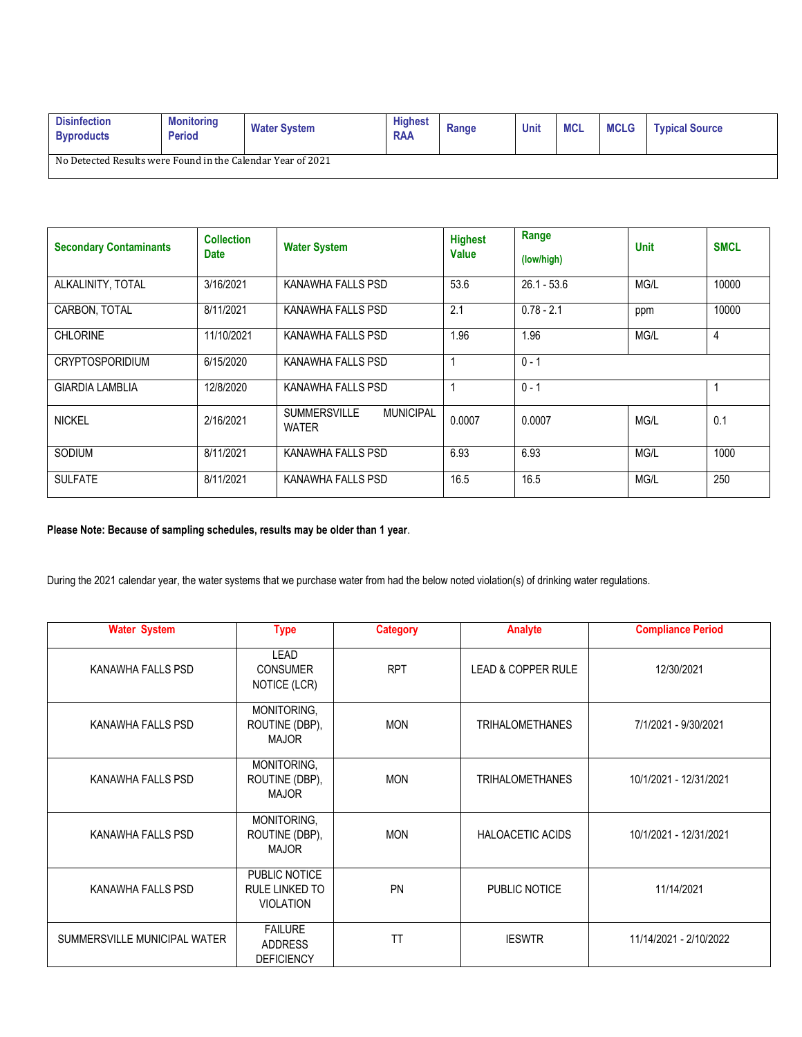| Disinfection Byproducts | Monitoring Period | Water System | Highest RAA | Range | Unit | MCL | MCLG | Typical Source |
| --- | --- | --- | --- | --- | --- | --- | --- | --- |
| No Detected Results were Found in the Calendar Year of 2021 | | | | | | | | |

| Secondary Contaminants | Collection Date | Water System | Highest Value | Range (low/high) | Unit | SMCL |
| --- | --- | --- | --- | --- | --- | --- |
| ALKALINITY, TOTAL | 3/16/2021 | KANAWHA FALLS PSD | 53.6 | 26.1 - 53.6 | MG/L | 10000 |
| CARBON, TOTAL | 8/11/2021 | KANAWHA FALLS PSD | 2.1 | 0.78 - 2.1 | ppm | 10000 |
| CHLORINE | 11/10/2021 | KANAWHA FALLS PSD | 1.96 | 1.96 | MG/L | 4 |
| CRYPTOSPORIDIUM | 6/15/2020 | KANAWHA FALLS PSD | 1 | 0 - 1 | | |
| GIARDIA LAMBLIA | 12/8/2020 | KANAWHA FALLS PSD | 1 | 0 - 1 | | 1 |
| NICKEL | 2/16/2021 | SUMMERSVILLE MUNICIPAL WATER | 0.0007 | 0.0007 | MG/L | 0.1 |
| SODIUM | 8/11/2021 | KANAWHA FALLS PSD | 6.93 | 6.93 | MG/L | 1000 |
| SULFATE | 8/11/2021 | KANAWHA FALLS PSD | 16.5 | 16.5 | MG/L | 250 |

**Please Note: Because of sampling schedules, results may be older than 1 year**.

During the 2021 calendar year, the water systems that we purchase water from had the below noted violation(s) of drinking water regulations.

| Water System | Type | Category | Analyte | Compliance Period |
| --- | --- | --- | --- | --- |
| KANAWHA FALLS PSD | LEAD CONSUMER NOTICE (LCR) | RPT | LEAD & COPPER RULE | 12/30/2021 |
| KANAWHA FALLS PSD | MONITORING, ROUTINE (DBP), MAJOR | MON | TRIHALOMETHANES | 7/1/2021 - 9/30/2021 |
| KANAWHA FALLS PSD | MONITORING, ROUTINE (DBP), MAJOR | MON | TRIHALOMETHANES | 10/1/2021 - 12/31/2021 |
| KANAWHA FALLS PSD | MONITORING, ROUTINE (DBP), MAJOR | MON | HALOACETIC ACIDS | 10/1/2021 - 12/31/2021 |
| KANAWHA FALLS PSD | PUBLIC NOTICE RULE LINKED TO VIOLATION | PN | PUBLIC NOTICE | 11/14/2021 |
| SUMMERSVILLE MUNICIPAL WATER | FAILURE ADDRESS DEFICIENCY | TT | IESWTR | 11/14/2021 - 2/10/2022 |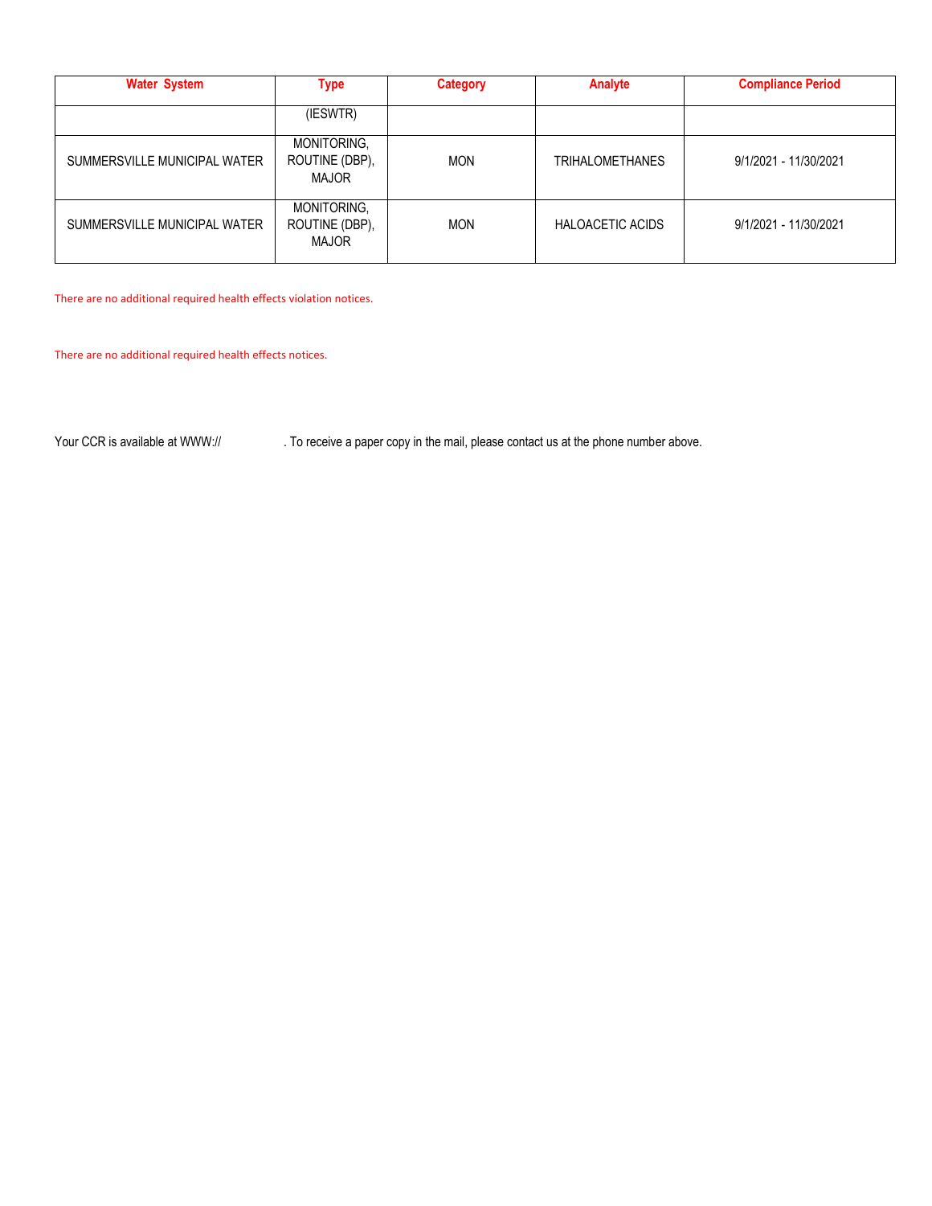| Water System | Type | Category | Analyte | Compliance Period |
|---|---|---|---|---|
| | (IESWTR) | | | |
| SUMMERSVILLE MUNICIPAL WATER | MONITORING, ROUTINE (DBP), MAJOR | MON | TRIHALOMETHANES | 9/1/2021 - 11/30/2021 |
| SUMMERSVILLE MUNICIPAL WATER | MONITORING, ROUTINE (DBP), MAJOR | MON | HALOACETIC ACIDS | 9/1/2021 - 11/30/2021 |

There are no additional required health effects violation notices.

There are no additional required health effects notices.

Your CCR is available at WWW:// . To receive a paper copy in the mail, please contact us at the phone number above.